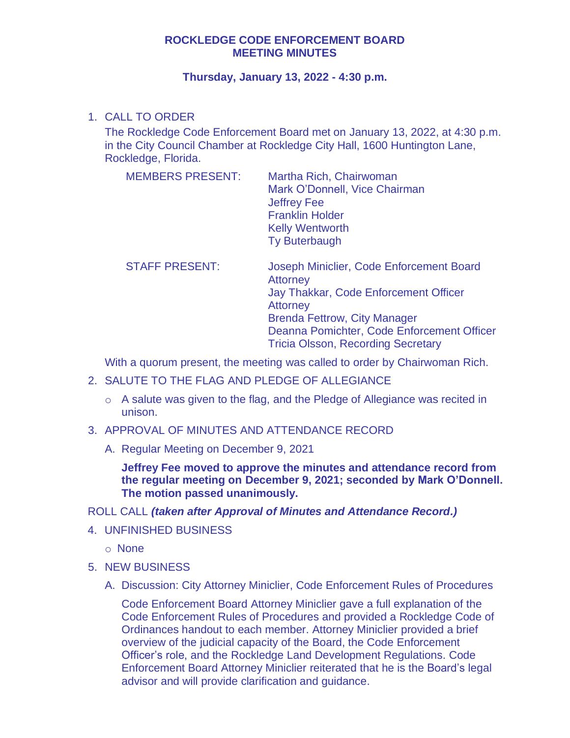# ROCKLEDGE CODE ENFORCEMENT BOARD
# MEETING MINUTES

### Thursday, January 13, 2022 - 4:30 p.m.

1. CALL TO ORDER

   The Rockledge Code Enforcement Board met on January 13, 2022, at 4:30 p.m. in the City Council Chamber at Rockledge City Hall, 1600 Huntington Lane, Rockledge, Florida.

   | | |
   |---|---|
   | MEMBERS PRESENT: | Martha Rich, Chairwoman<br>Mark O'Donnell, Vice Chairman<br>Jeffrey Fee<br>Franklin Holder<br>Kelly Wentworth<br>Ty Buterbaugh |
   | STAFF PRESENT: | Joseph Miniclier, Code Enforcement Board Attorney<br>Jay Thakkar, Code Enforcement Officer Attorney<br>Brenda Fettrow, City Manager<br>Deanna Pomichter, Code Enforcement Officer<br>Tricia Olsson, Recording Secretary |

   With a quorum present, the meeting was called to order by Chairwoman Rich.

2. SALUTE TO THE FLAG AND PLEDGE OF ALLEGIANCE

   - A salute was given to the flag, and the Pledge of Allegiance was recited in unison.

3. APPROVAL OF MINUTES AND ATTENDANCE RECORD

   A. Regular Meeting on December 9, 2021

   **Jeffrey Fee moved to approve the minutes and attendance record from the regular meeting on December 9, 2021; seconded by Mark O'Donnell. The motion passed unanimously.**

ROLL CALL ***(taken after Approval of Minutes and Attendance Record.)***

4. UNFINISHED BUSINESS

   - None

5. NEW BUSINESS

   A. Discussion: City Attorney Miniclier, Code Enforcement Rules of Procedures

   Code Enforcement Board Attorney Miniclier gave a full explanation of the Code Enforcement Rules of Procedures and provided a Rockledge Code of Ordinances handout to each member. Attorney Miniclier provided a brief overview of the judicial capacity of the Board, the Code Enforcement Officer's role, and the Rockledge Land Development Regulations. Code Enforcement Board Attorney Miniclier reiterated that he is the Board's legal advisor and will provide clarification and guidance.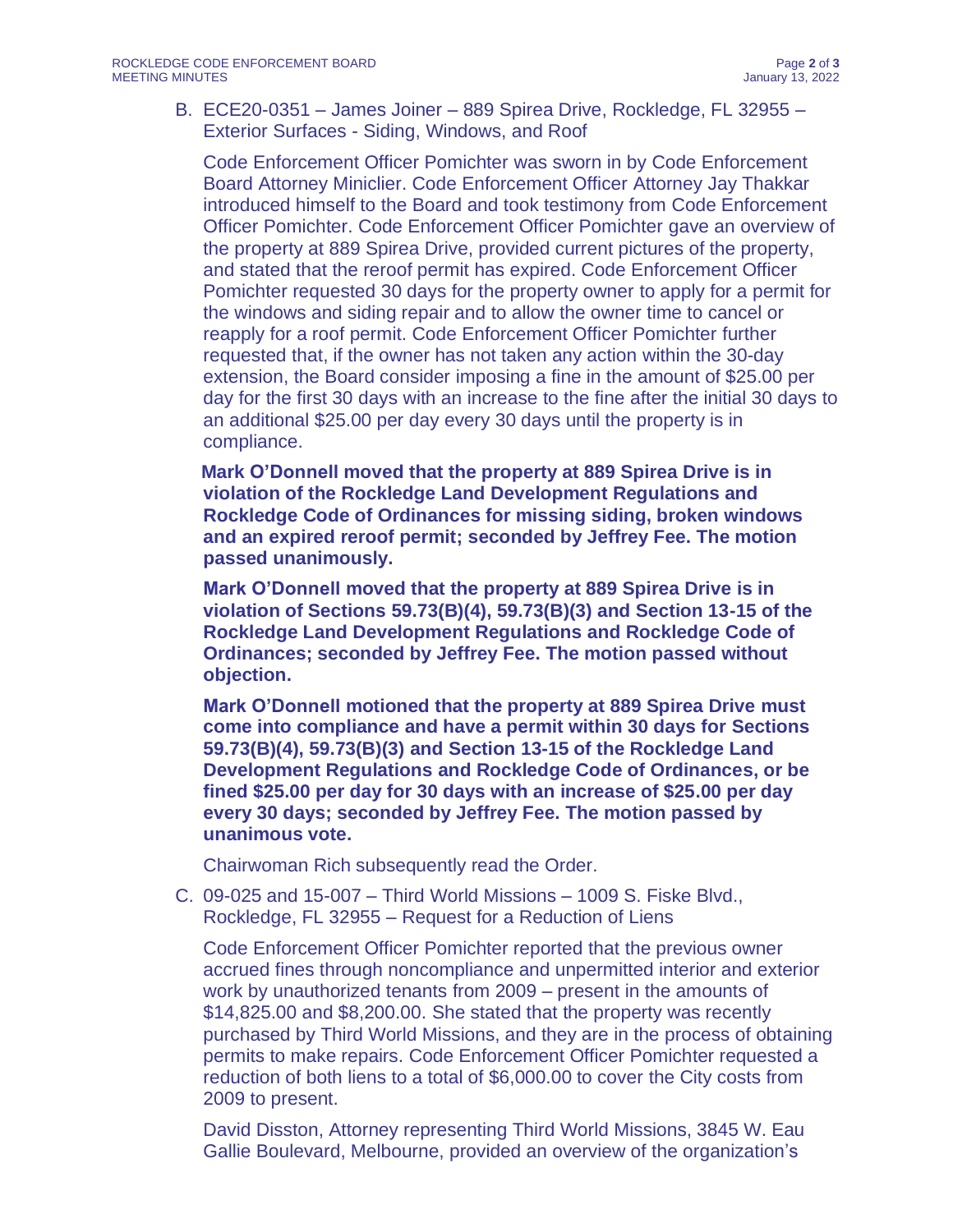B. ECE20-0351 – James Joiner – 889 Spirea Drive, Rockledge, FL 32955 – Exterior Surfaces - Siding, Windows, and Roof

Code Enforcement Officer Pomichter was sworn in by Code Enforcement Board Attorney Miniclier. Code Enforcement Officer Attorney Jay Thakkar introduced himself to the Board and took testimony from Code Enforcement Officer Pomichter. Code Enforcement Officer Pomichter gave an overview of the property at 889 Spirea Drive, provided current pictures of the property, and stated that the reroof permit has expired. Code Enforcement Officer Pomichter requested 30 days for the property owner to apply for a permit for the windows and siding repair and to allow the owner time to cancel or reapply for a roof permit. Code Enforcement Officer Pomichter further requested that, if the owner has not taken any action within the 30-day extension, the Board consider imposing a fine in the amount of $25.00 per day for the first 30 days with an increase to the fine after the initial 30 days to an additional $25.00 per day every 30 days until the property is in compliance.

**Mark O'Donnell moved that the property at 889 Spirea Drive is in violation of the Rockledge Land Development Regulations and Rockledge Code of Ordinances for missing siding, broken windows and an expired reroof permit; seconded by Jeffrey Fee. The motion passed unanimously.**

**Mark O'Donnell moved that the property at 889 Spirea Drive is in violation of Sections 59.73(B)(4), 59.73(B)(3) and Section 13-15 of the Rockledge Land Development Regulations and Rockledge Code of Ordinances; seconded by Jeffrey Fee. The motion passed without objection.**

**Mark O'Donnell motioned that the property at 889 Spirea Drive must come into compliance and have a permit within 30 days for Sections 59.73(B)(4), 59.73(B)(3) and Section 13-15 of the Rockledge Land Development Regulations and Rockledge Code of Ordinances, or be fined $25.00 per day for 30 days with an increase of $25.00 per day every 30 days; seconded by Jeffrey Fee. The motion passed by unanimous vote.**

Chairwoman Rich subsequently read the Order.

C. 09-025 and 15-007 – Third World Missions – 1009 S. Fiske Blvd., Rockledge, FL 32955 – Request for a Reduction of Liens

Code Enforcement Officer Pomichter reported that the previous owner accrued fines through noncompliance and unpermitted interior and exterior work by unauthorized tenants from 2009 – present in the amounts of $14,825.00 and $8,200.00. She stated that the property was recently purchased by Third World Missions, and they are in the process of obtaining permits to make repairs. Code Enforcement Officer Pomichter requested a reduction of both liens to a total of $6,000.00 to cover the City costs from 2009 to present.

David Disston, Attorney representing Third World Missions, 3845 W. Eau Gallie Boulevard, Melbourne, provided an overview of the organization's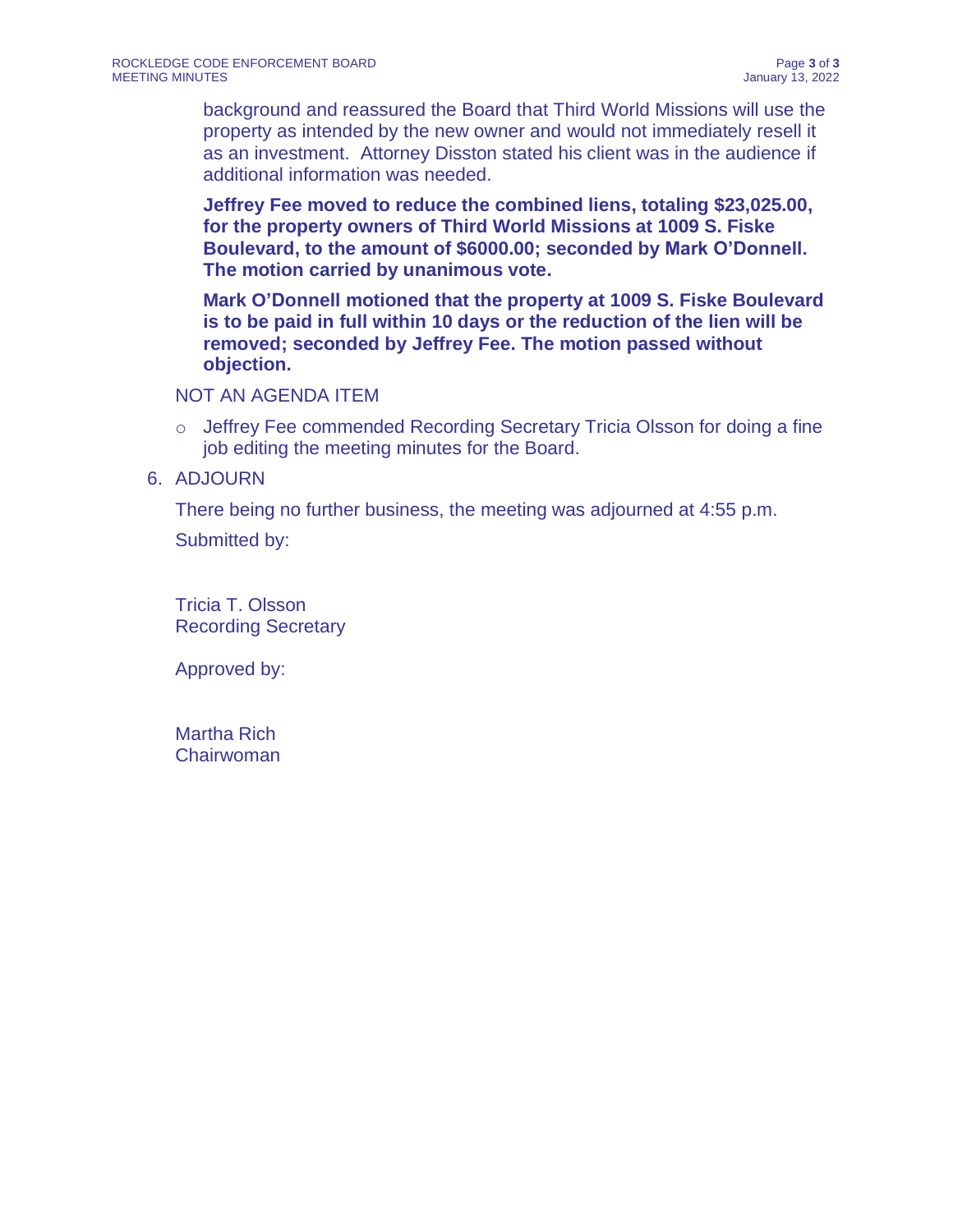background and reassured the Board that Third World Missions will use the property as intended by the new owner and would not immediately resell it as an investment. Attorney Disston stated his client was in the audience if additional information was needed.

**Jeffrey Fee moved to reduce the combined liens, totaling $23,025.00, for the property owners of Third World Missions at 1009 S. Fiske Boulevard, to the amount of $6000.00; seconded by Mark O'Donnell. The motion carried by unanimous vote.**

**Mark O'Donnell motioned that the property at 1009 S. Fiske Boulevard is to be paid in full within 10 days or the reduction of the lien will be removed; seconded by Jeffrey Fee. The motion passed without objection.**

NOT AN AGENDA ITEM

- Jeffrey Fee commended Recording Secretary Tricia Olsson for doing a fine job editing the meeting minutes for the Board.

6. ADJOURN

There being no further business, the meeting was adjourned at 4:55 p.m.

Submitted by:

Tricia T. Olsson
Recording Secretary

Approved by:

Martha Rich
Chairwoman